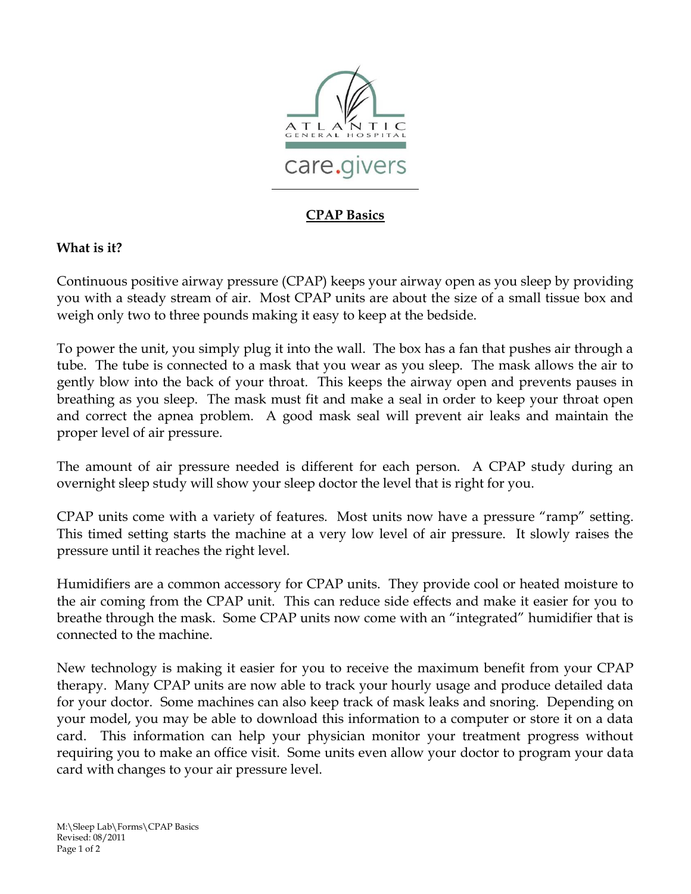# CPAP Basics

**What is it?**

Continuous positive airway pressure (CPAP) keeps your airway open as you sleep by providing you with a steady stream of air. Most CPAP units are about the size of a small tissue box and weigh only two to three pounds making it easy to keep at the bedside.

To power the unit, you simply plug it into the wall. The box has a fan that pushes air through a tube. The tube is connected to a mask that you wear as you sleep. The mask allows the air to gently blow into the back of your throat. This keeps the airway open and prevents pauses in breathing as you sleep. The mask must fit and make a seal in order to keep your throat open and correct the apnea problem. A good mask seal will prevent air leaks and maintain the proper level of air pressure.

The amount of air pressure needed is different for each person. A CPAP study during an overnight sleep study will show your sleep doctor the level that is right for you.

CPAP units come with a variety of features. Most units now have a pressure "ramp" setting. This timed setting starts the machine at a very low level of air pressure. It slowly raises the pressure until it reaches the right level.

Humidifiers are a common accessory for CPAP units. They provide cool or heated moisture to the air coming from the CPAP unit. This can reduce side effects and make it easier for you to breathe through the mask. Some CPAP units now come with an "integrated" humidifier that is connected to the machine.

New technology is making it easier for you to receive the maximum benefit from your CPAP therapy. Many CPAP units are now able to track your hourly usage and produce detailed data for your doctor. Some machines can also keep track of mask leaks and snoring. Depending on your model, you may be able to download this information to a computer or store it on a data card. This information can help your physician monitor your treatment progress without requiring you to make an office visit. Some units even allow your doctor to program your data card with changes to your air pressure level.

M:\Sleep Lab\Forms\CPAP Basics
Revised: 08/2011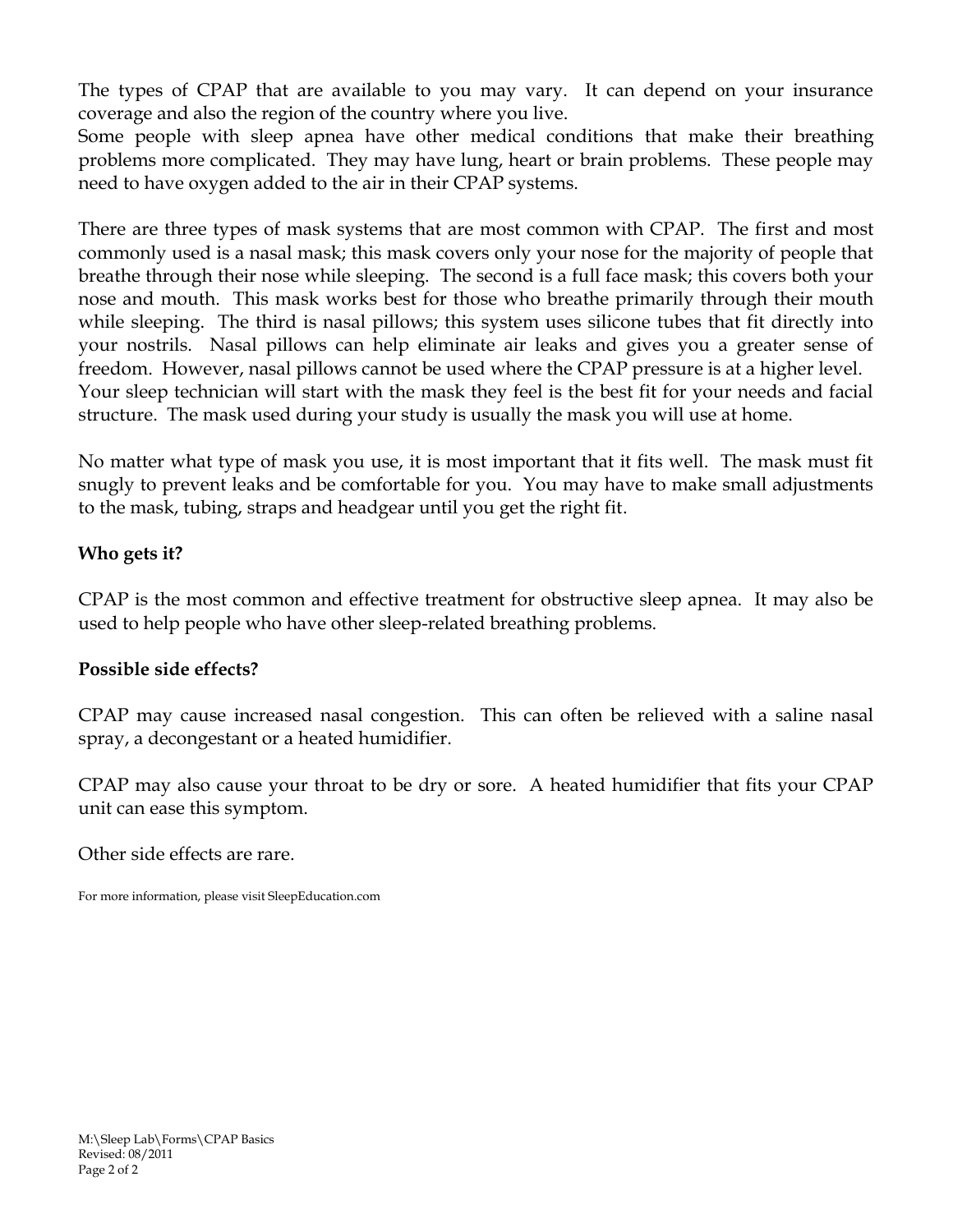The types of CPAP that are available to you may vary. It can depend on your insurance coverage and also the region of the country where you live.
Some people with sleep apnea have other medical conditions that make their breathing problems more complicated. They may have lung, heart or brain problems. These people may need to have oxygen added to the air in their CPAP systems.

There are three types of mask systems that are most common with CPAP. The first and most commonly used is a nasal mask; this mask covers only your nose for the majority of people that breathe through their nose while sleeping. The second is a full face mask; this covers both your nose and mouth. This mask works best for those who breathe primarily through their mouth while sleeping. The third is nasal pillows; this system uses silicone tubes that fit directly into your nostrils. Nasal pillows can help eliminate air leaks and gives you a greater sense of freedom. However, nasal pillows cannot be used where the CPAP pressure is at a higher level.
Your sleep technician will start with the mask they feel is the best fit for your needs and facial structure. The mask used during your study is usually the mask you will use at home.

No matter what type of mask you use, it is most important that it fits well. The mask must fit snugly to prevent leaks and be comfortable for you. You may have to make small adjustments to the mask, tubing, straps and headgear until you get the right fit.

**Who gets it?**

CPAP is the most common and effective treatment for obstructive sleep apnea. It may also be used to help people who have other sleep-related breathing problems.

**Possible side effects?**

CPAP may cause increased nasal congestion. This can often be relieved with a saline nasal spray, a decongestant or a heated humidifier.

CPAP may also cause your throat to be dry or sore. A heated humidifier that fits your CPAP unit can ease this symptom.

Other side effects are rare.

For more information, please visit SleepEducation.com

M:\Sleep Lab\Forms\CPAP Basics
Revised: 08/2011